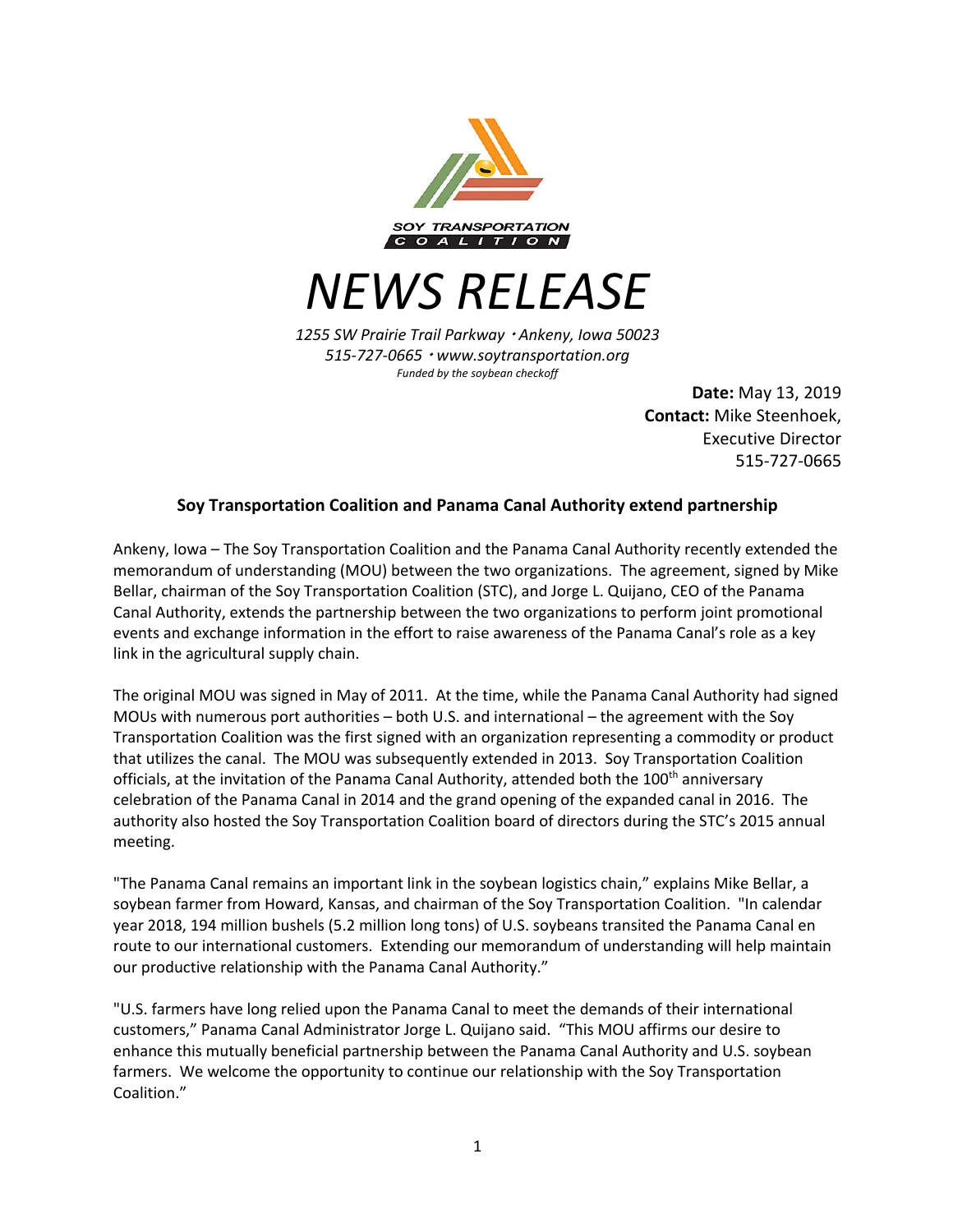SOY TRANSPORTATION COALITION

# NEWS RELEASE

*1255 SW Prairie Trail Parkway • Ankeny, Iowa 50023*
*515-727-0665 • www.soytransportation.org*
*Funded by the soybean checkoff*

**Date:** May 13, 2019
**Contact:** Mike Steenhoek, Executive Director
515-727-0665

## Soy Transportation Coalition and Panama Canal Authority extend partnership

Ankeny, Iowa – The Soy Transportation Coalition and the Panama Canal Authority recently extended the memorandum of understanding (MOU) between the two organizations. The agreement, signed by Mike Bellar, chairman of the Soy Transportation Coalition (STC), and Jorge L. Quijano, CEO of the Panama Canal Authority, extends the partnership between the two organizations to perform joint promotional events and exchange information in the effort to raise awareness of the Panama Canal's role as a key link in the agricultural supply chain.

The original MOU was signed in May of 2011. At the time, while the Panama Canal Authority had signed MOUs with numerous port authorities – both U.S. and international – the agreement with the Soy Transportation Coalition was the first signed with an organization representing a commodity or product that utilizes the canal. The MOU was subsequently extended in 2013. Soy Transportation Coalition officials, at the invitation of the Panama Canal Authority, attended both the 100th anniversary celebration of the Panama Canal in 2014 and the grand opening of the expanded canal in 2016. The authority also hosted the Soy Transportation Coalition board of directors during the STC's 2015 annual meeting.

"The Panama Canal remains an important link in the soybean logistics chain," explains Mike Bellar, a soybean farmer from Howard, Kansas, and chairman of the Soy Transportation Coalition. "In calendar year 2018, 194 million bushels (5.2 million long tons) of U.S. soybeans transited the Panama Canal en route to our international customers. Extending our memorandum of understanding will help maintain our productive relationship with the Panama Canal Authority."

"U.S. farmers have long relied upon the Panama Canal to meet the demands of their international customers," Panama Canal Administrator Jorge L. Quijano said. "This MOU affirms our desire to enhance this mutually beneficial partnership between the Panama Canal Authority and U.S. soybean farmers. We welcome the opportunity to continue our relationship with the Soy Transportation Coalition."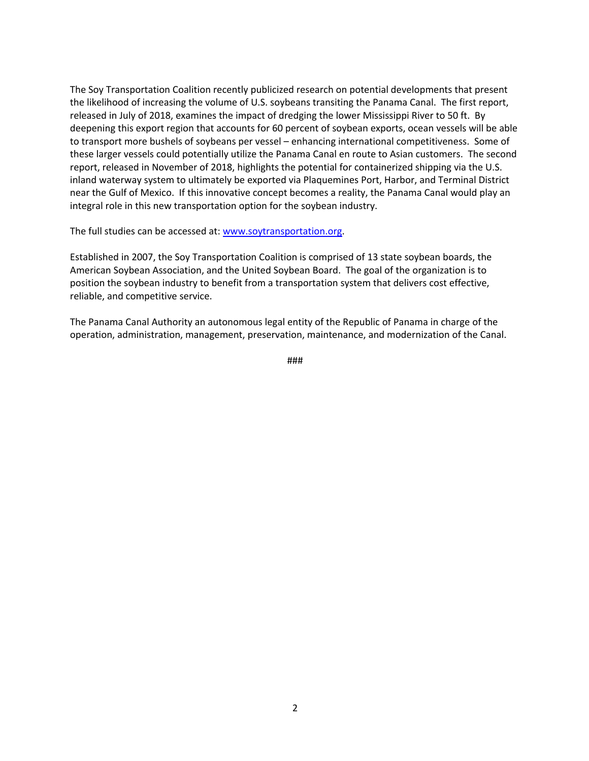The Soy Transportation Coalition recently publicized research on potential developments that present the likelihood of increasing the volume of U.S. soybeans transiting the Panama Canal. The first report, released in July of 2018, examines the impact of dredging the lower Mississippi River to 50 ft. By deepening this export region that accounts for 60 percent of soybean exports, ocean vessels will be able to transport more bushels of soybeans per vessel – enhancing international competitiveness. Some of these larger vessels could potentially utilize the Panama Canal en route to Asian customers. The second report, released in November of 2018, highlights the potential for containerized shipping via the U.S. inland waterway system to ultimately be exported via Plaquemines Port, Harbor, and Terminal District near the Gulf of Mexico. If this innovative concept becomes a reality, the Panama Canal would play an integral role in this new transportation option for the soybean industry.

The full studies can be accessed at: [www.soytransportation.org](www.soytransportation.org).

Established in 2007, the Soy Transportation Coalition is comprised of 13 state soybean boards, the American Soybean Association, and the United Soybean Board. The goal of the organization is to position the soybean industry to benefit from a transportation system that delivers cost effective, reliable, and competitive service.

The Panama Canal Authority an autonomous legal entity of the Republic of Panama in charge of the operation, administration, management, preservation, maintenance, and modernization of the Canal.

###